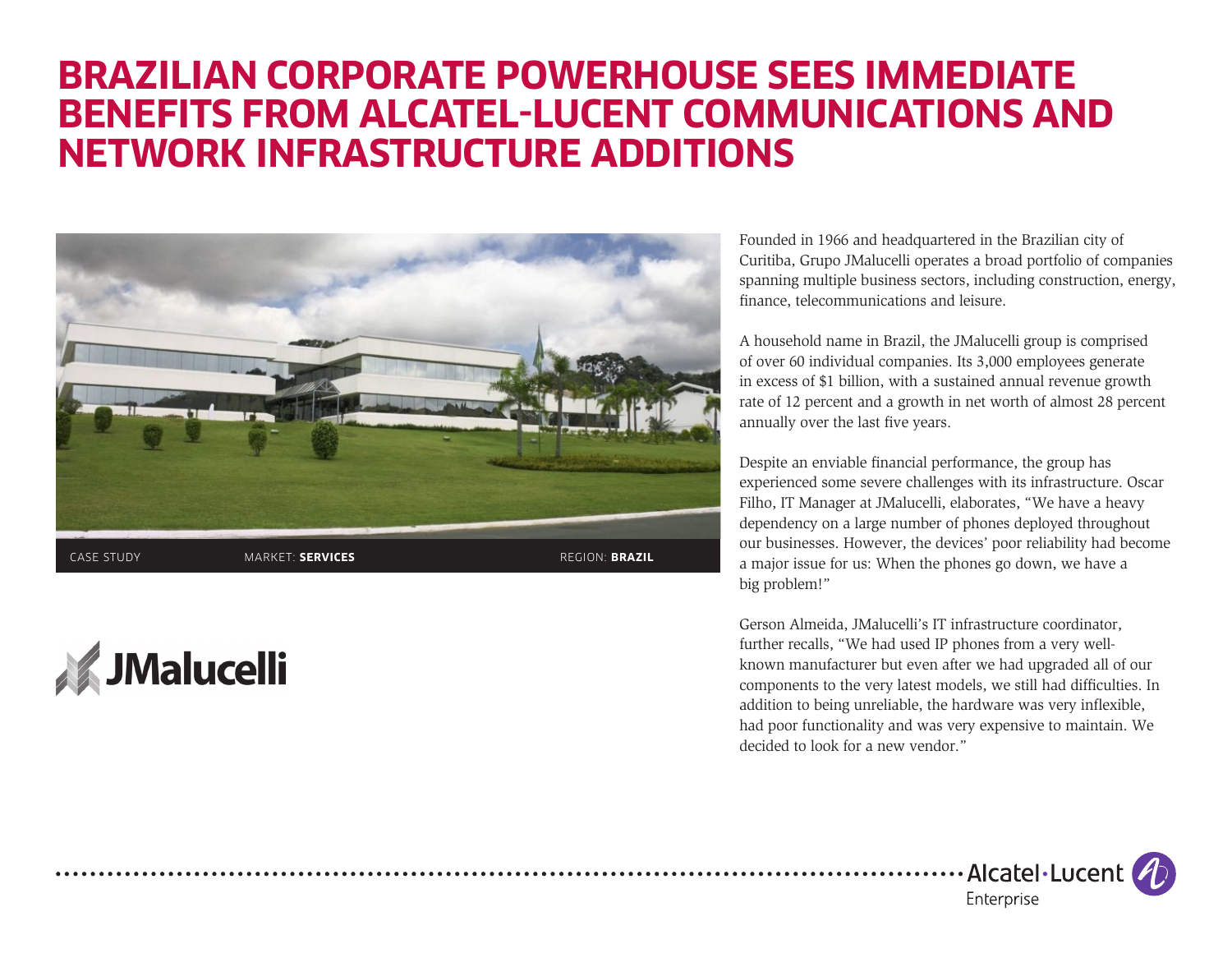# BRAZILIAN CORPORATE POWERHOUSE SEES IMMEDIATE BENEFITS FROM ALCATEL-LUCENT COMMUNICATIONS AND NETWORK INFRASTRUCTURE ADDITIONS

CASE STUDY | MARKET: **SERVICES** | REGION: **BRAZIL**

JMalucelli

Founded in 1966 and headquartered in the Brazilian city of Curitiba, Grupo JMalucelli operates a broad portfolio of companies spanning multiple business sectors, including construction, energy, finance, telecommunications and leisure.

A household name in Brazil, the JMalucelli group is comprised of over 60 individual companies. Its 3,000 employees generate in excess of $1 billion, with a sustained annual revenue growth rate of 12 percent and a growth in net worth of almost 28 percent annually over the last five years.

Despite an enviable financial performance, the group has experienced some severe challenges with its infrastructure. Oscar Filho, IT Manager at JMalucelli, elaborates, "We have a heavy dependency on a large number of phones deployed throughout our businesses. However, the devices' poor reliability had become a major issue for us: When the phones go down, we have a big problem!"

Gerson Almeida, JMalucelli's IT infrastructure coordinator, further recalls, "We had used IP phones from a very well-known manufacturer but even after we had upgraded all of our components to the very latest models, we still had difficulties. In addition to being unreliable, the hardware was very inflexible, had poor functionality and was very expensive to maintain. We decided to look for a new vendor."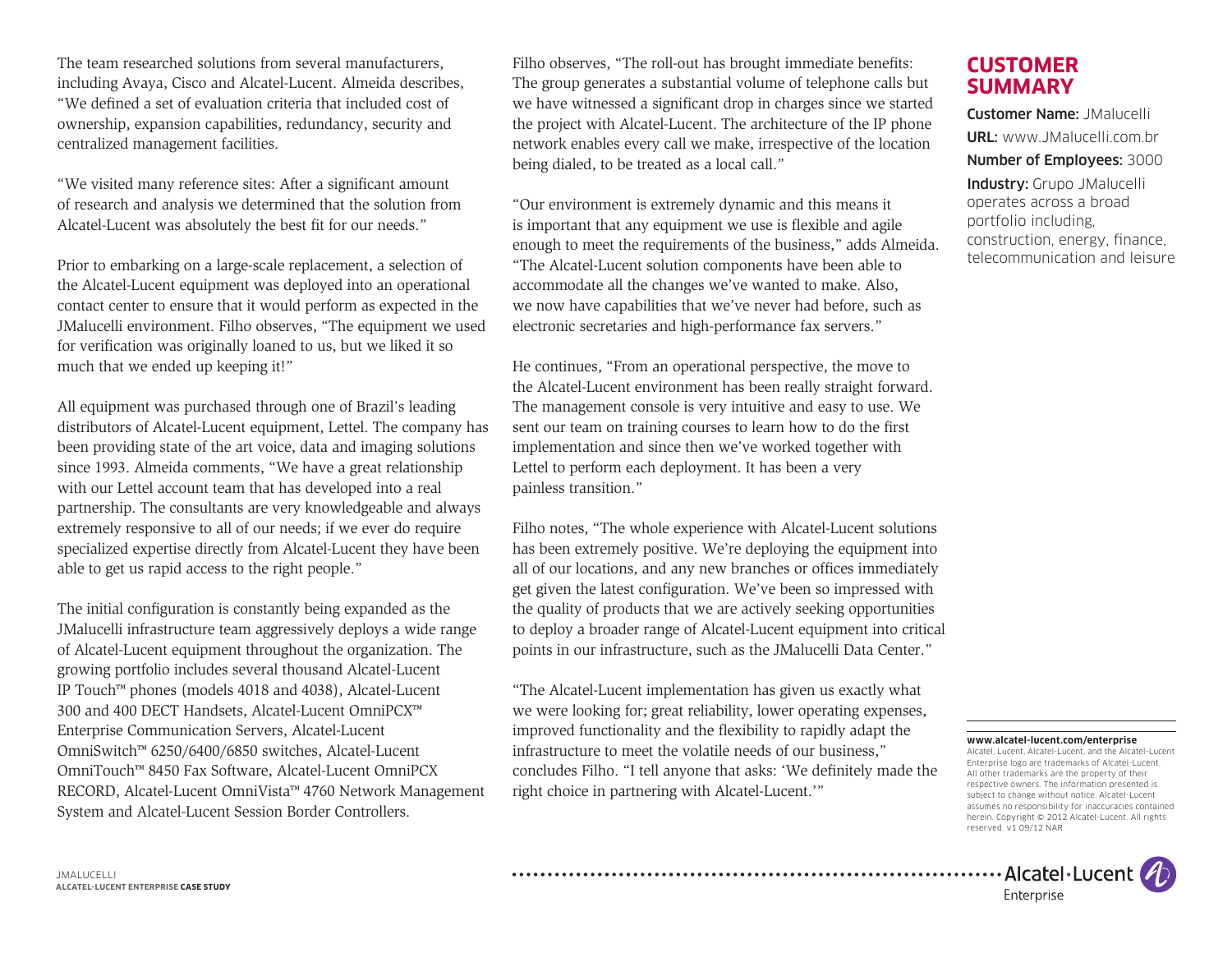The team researched solutions from several manufacturers, including Avaya, Cisco and Alcatel-Lucent. Almeida describes, "We defined a set of evaluation criteria that included cost of ownership, expansion capabilities, redundancy, security and centralized management facilities.

"We visited many reference sites: After a significant amount of research and analysis we determined that the solution from Alcatel-Lucent was absolutely the best fit for our needs."

Prior to embarking on a large-scale replacement, a selection of the Alcatel-Lucent equipment was deployed into an operational contact center to ensure that it would perform as expected in the JMalucelli environment. Filho observes, "The equipment we used for verification was originally loaned to us, but we liked it so much that we ended up keeping it!"

All equipment was purchased through one of Brazil's leading distributors of Alcatel-Lucent equipment, Lettel. The company has been providing state of the art voice, data and imaging solutions since 1993. Almeida comments, "We have a great relationship with our Lettel account team that has developed into a real partnership. The consultants are very knowledgeable and always extremely responsive to all of our needs; if we ever do require specialized expertise directly from Alcatel-Lucent they have been able to get us rapid access to the right people."

The initial configuration is constantly being expanded as the JMalucelli infrastructure team aggressively deploys a wide range of Alcatel-Lucent equipment throughout the organization. The growing portfolio includes several thousand Alcatel-Lucent IP Touch™ phones (models 4018 and 4038), Alcatel-Lucent 300 and 400 DECT Handsets, Alcatel-Lucent OmniPCX™ Enterprise Communication Servers, Alcatel-Lucent OmniSwitch™ 6250/6400/6850 switches, Alcatel-Lucent OmniTouch™ 8450 Fax Software, Alcatel-Lucent OmniPCX RECORD, Alcatel-Lucent OmniVista™ 4760 Network Management System and Alcatel-Lucent Session Border Controllers.

Filho observes, "The roll-out has brought immediate benefits: The group generates a substantial volume of telephone calls but we have witnessed a significant drop in charges since we started the project with Alcatel-Lucent. The architecture of the IP phone network enables every call we make, irrespective of the location being dialed, to be treated as a local call."

"Our environment is extremely dynamic and this means it is important that any equipment we use is flexible and agile enough to meet the requirements of the business," adds Almeida. "The Alcatel-Lucent solution components have been able to accommodate all the changes we've wanted to make. Also, we now have capabilities that we've never had before, such as electronic secretaries and high-performance fax servers."

He continues, "From an operational perspective, the move to the Alcatel-Lucent environment has been really straight forward. The management console is very intuitive and easy to use. We sent our team on training courses to learn how to do the first implementation and since then we've worked together with Lettel to perform each deployment. It has been a very painless transition."

Filho notes, "The whole experience with Alcatel-Lucent solutions has been extremely positive. We're deploying the equipment into all of our locations, and any new branches or offices immediately get given the latest configuration. We've been so impressed with the quality of products that we are actively seeking opportunities to deploy a broader range of Alcatel-Lucent equipment into critical points in our infrastructure, such as the JMalucelli Data Center."

"The Alcatel-Lucent implementation has given us exactly what we were looking for; great reliability, lower operating expenses, improved functionality and the flexibility to rapidly adapt the infrastructure to meet the volatile needs of our business," concludes Filho. "I tell anyone that asks: 'We definitely made the right choice in partnering with Alcatel-Lucent.'"

## CUSTOMER SUMMARY

**Customer Name:** JMalucelli

**URL:** www.JMalucelli.com.br

**Number of Employees:** 3000

**Industry:** Grupo JMalucelli operates across a broad portfolio including, construction, energy, finance, telecommunication and leisure

**www.alcatel-lucent.com/enterprise**

Alcatel, Lucent, Alcatel-Lucent, and the Alcatel-Lucent Enterprise logo are trademarks of Alcatel-Lucent. All other trademarks are the property of their respective owners. The information presented is subject to change without notice. Alcatel-Lucent assumes no responsibility for inaccuracies contained herein. Copyright © 2012 Alcatel-Lucent. All rights reserved. v1 09/12 NAR